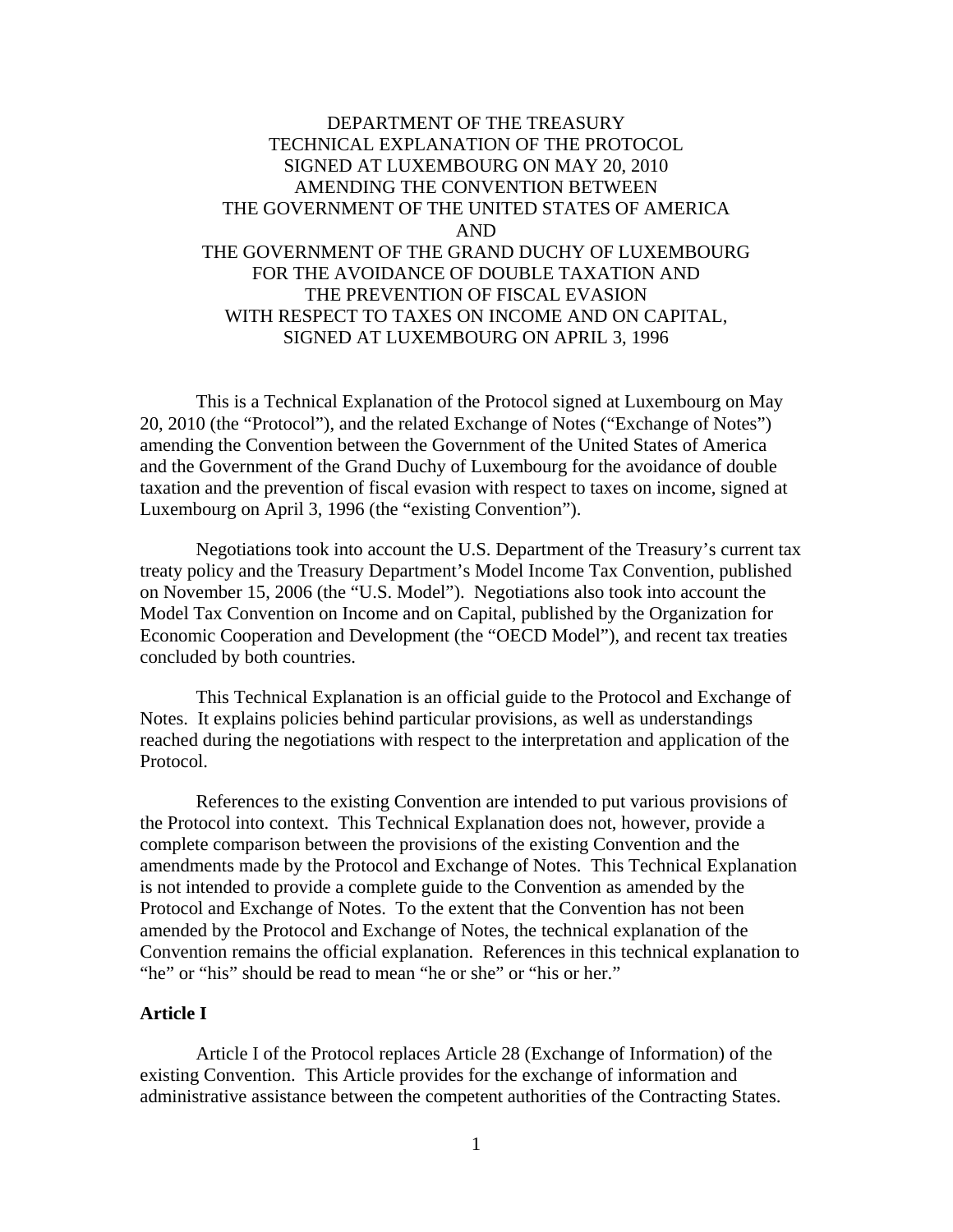# DEPARTMENT OF THE TREASURY
# TECHNICAL EXPLANATION OF THE PROTOCOL
# SIGNED AT LUXEMBOURG ON MAY 20, 2010
# AMENDING THE CONVENTION BETWEEN
# THE GOVERNMENT OF THE UNITED STATES OF AMERICA
# AND
# THE GOVERNMENT OF THE GRAND DUCHY OF LUXEMBOURG
# FOR THE AVOIDANCE OF DOUBLE TAXATION AND
# THE PREVENTION OF FISCAL EVASION
# WITH RESPECT TO TAXES ON INCOME AND ON CAPITAL,
# SIGNED AT LUXEMBOURG ON APRIL 3, 1996

This is a Technical Explanation of the Protocol signed at Luxembourg on May 20, 2010 (the "Protocol"), and the related Exchange of Notes ("Exchange of Notes") amending the Convention between the Government of the United States of America and the Government of the Grand Duchy of Luxembourg for the avoidance of double taxation and the prevention of fiscal evasion with respect to taxes on income, signed at Luxembourg on April 3, 1996 (the "existing Convention").

Negotiations took into account the U.S. Department of the Treasury's current tax treaty policy and the Treasury Department's Model Income Tax Convention, published on November 15, 2006 (the "U.S. Model"). Negotiations also took into account the Model Tax Convention on Income and on Capital, published by the Organization for Economic Cooperation and Development (the "OECD Model"), and recent tax treaties concluded by both countries.

This Technical Explanation is an official guide to the Protocol and Exchange of Notes. It explains policies behind particular provisions, as well as understandings reached during the negotiations with respect to the interpretation and application of the Protocol.

References to the existing Convention are intended to put various provisions of the Protocol into context. This Technical Explanation does not, however, provide a complete comparison between the provisions of the existing Convention and the amendments made by the Protocol and Exchange of Notes. This Technical Explanation is not intended to provide a complete guide to the Convention as amended by the Protocol and Exchange of Notes. To the extent that the Convention has not been amended by the Protocol and Exchange of Notes, the technical explanation of the Convention remains the official explanation. References in this technical explanation to "he" or "his" should be read to mean "he or she" or "his or her."

## Article I

Article I of the Protocol replaces Article 28 (Exchange of Information) of the existing Convention. This Article provides for the exchange of information and administrative assistance between the competent authorities of the Contracting States.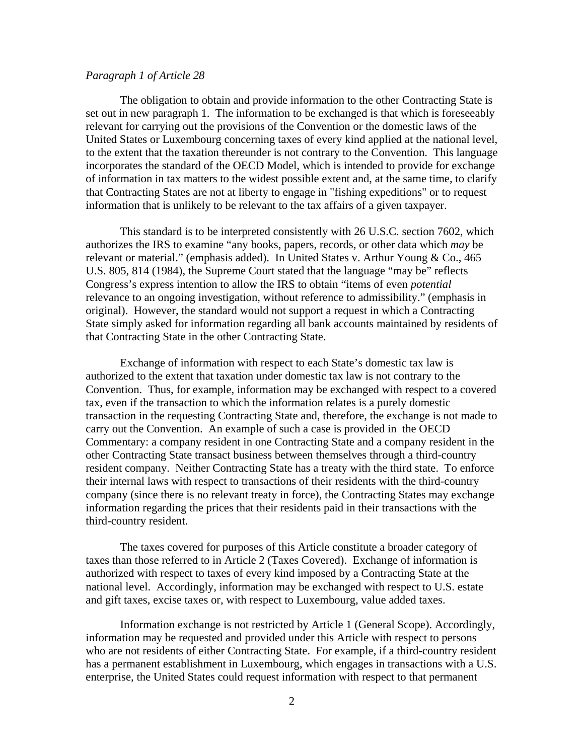*Paragraph 1 of Article 28*

The obligation to obtain and provide information to the other Contracting State is set out in new paragraph 1. The information to be exchanged is that which is foreseeably relevant for carrying out the provisions of the Convention or the domestic laws of the United States or Luxembourg concerning taxes of every kind applied at the national level, to the extent that the taxation thereunder is not contrary to the Convention. This language incorporates the standard of the OECD Model, which is intended to provide for exchange of information in tax matters to the widest possible extent and, at the same time, to clarify that Contracting States are not at liberty to engage in "fishing expeditions" or to request information that is unlikely to be relevant to the tax affairs of a given taxpayer.

This standard is to be interpreted consistently with 26 U.S.C. section 7602, which authorizes the IRS to examine "any books, papers, records, or other data which *may* be relevant or material." (emphasis added). In United States v. Arthur Young & Co., 465 U.S. 805, 814 (1984), the Supreme Court stated that the language "may be" reflects Congress's express intention to allow the IRS to obtain "items of even *potential* relevance to an ongoing investigation, without reference to admissibility." (emphasis in original). However, the standard would not support a request in which a Contracting State simply asked for information regarding all bank accounts maintained by residents of that Contracting State in the other Contracting State.

Exchange of information with respect to each State's domestic tax law is authorized to the extent that taxation under domestic tax law is not contrary to the Convention. Thus, for example, information may be exchanged with respect to a covered tax, even if the transaction to which the information relates is a purely domestic transaction in the requesting Contracting State and, therefore, the exchange is not made to carry out the Convention. An example of such a case is provided in the OECD Commentary: a company resident in one Contracting State and a company resident in the other Contracting State transact business between themselves through a third-country resident company. Neither Contracting State has a treaty with the third state. To enforce their internal laws with respect to transactions of their residents with the third-country company (since there is no relevant treaty in force), the Contracting States may exchange information regarding the prices that their residents paid in their transactions with the third-country resident.

The taxes covered for purposes of this Article constitute a broader category of taxes than those referred to in Article 2 (Taxes Covered). Exchange of information is authorized with respect to taxes of every kind imposed by a Contracting State at the national level. Accordingly, information may be exchanged with respect to U.S. estate and gift taxes, excise taxes or, with respect to Luxembourg, value added taxes.

Information exchange is not restricted by Article 1 (General Scope). Accordingly, information may be requested and provided under this Article with respect to persons who are not residents of either Contracting State. For example, if a third-country resident has a permanent establishment in Luxembourg, which engages in transactions with a U.S. enterprise, the United States could request information with respect to that permanent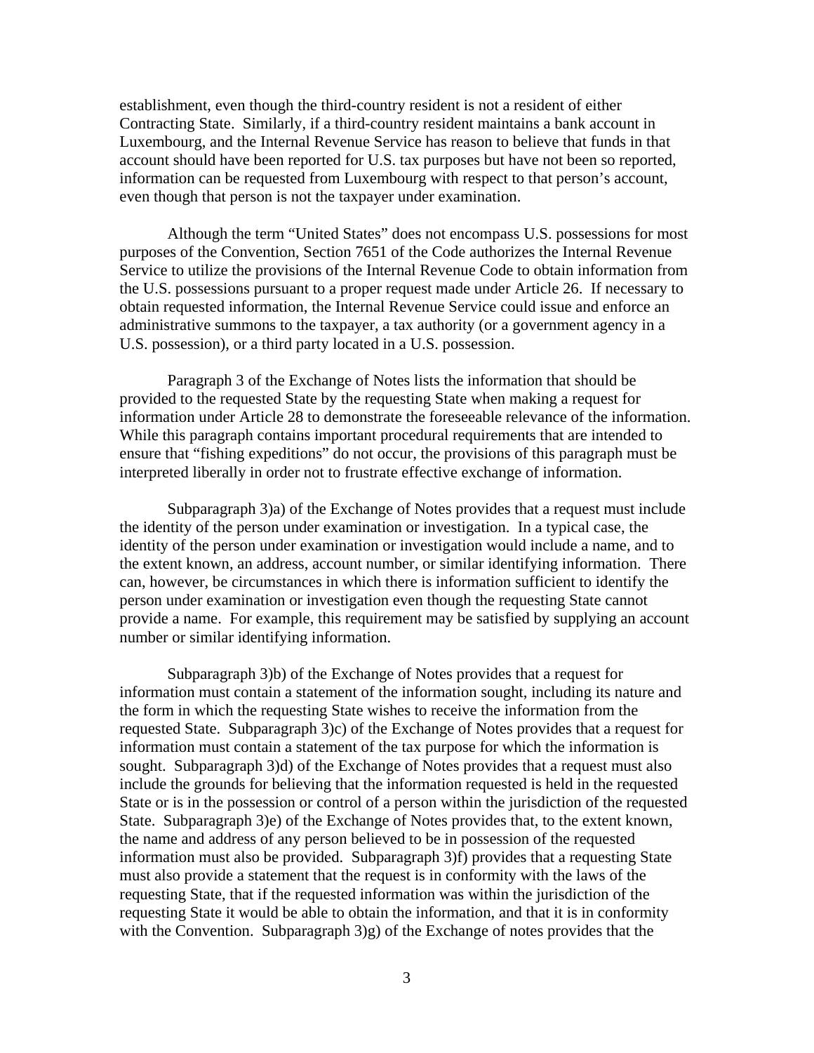establishment, even though the third-country resident is not a resident of either Contracting State. Similarly, if a third-country resident maintains a bank account in Luxembourg, and the Internal Revenue Service has reason to believe that funds in that account should have been reported for U.S. tax purposes but have not been so reported, information can be requested from Luxembourg with respect to that person's account, even though that person is not the taxpayer under examination.

Although the term "United States" does not encompass U.S. possessions for most purposes of the Convention, Section 7651 of the Code authorizes the Internal Revenue Service to utilize the provisions of the Internal Revenue Code to obtain information from the U.S. possessions pursuant to a proper request made under Article 26. If necessary to obtain requested information, the Internal Revenue Service could issue and enforce an administrative summons to the taxpayer, a tax authority (or a government agency in a U.S. possession), or a third party located in a U.S. possession.

Paragraph 3 of the Exchange of Notes lists the information that should be provided to the requested State by the requesting State when making a request for information under Article 28 to demonstrate the foreseeable relevance of the information. While this paragraph contains important procedural requirements that are intended to ensure that "fishing expeditions" do not occur, the provisions of this paragraph must be interpreted liberally in order not to frustrate effective exchange of information.

Subparagraph 3)a) of the Exchange of Notes provides that a request must include the identity of the person under examination or investigation. In a typical case, the identity of the person under examination or investigation would include a name, and to the extent known, an address, account number, or similar identifying information. There can, however, be circumstances in which there is information sufficient to identify the person under examination or investigation even though the requesting State cannot provide a name. For example, this requirement may be satisfied by supplying an account number or similar identifying information.

Subparagraph 3)b) of the Exchange of Notes provides that a request for information must contain a statement of the information sought, including its nature and the form in which the requesting State wishes to receive the information from the requested State. Subparagraph 3)c) of the Exchange of Notes provides that a request for information must contain a statement of the tax purpose for which the information is sought. Subparagraph 3)d) of the Exchange of Notes provides that a request must also include the grounds for believing that the information requested is held in the requested State or is in the possession or control of a person within the jurisdiction of the requested State. Subparagraph 3)e) of the Exchange of Notes provides that, to the extent known, the name and address of any person believed to be in possession of the requested information must also be provided. Subparagraph 3)f) provides that a requesting State must also provide a statement that the request is in conformity with the laws of the requesting State, that if the requested information was within the jurisdiction of the requesting State it would be able to obtain the information, and that it is in conformity with the Convention. Subparagraph 3)g) of the Exchange of notes provides that the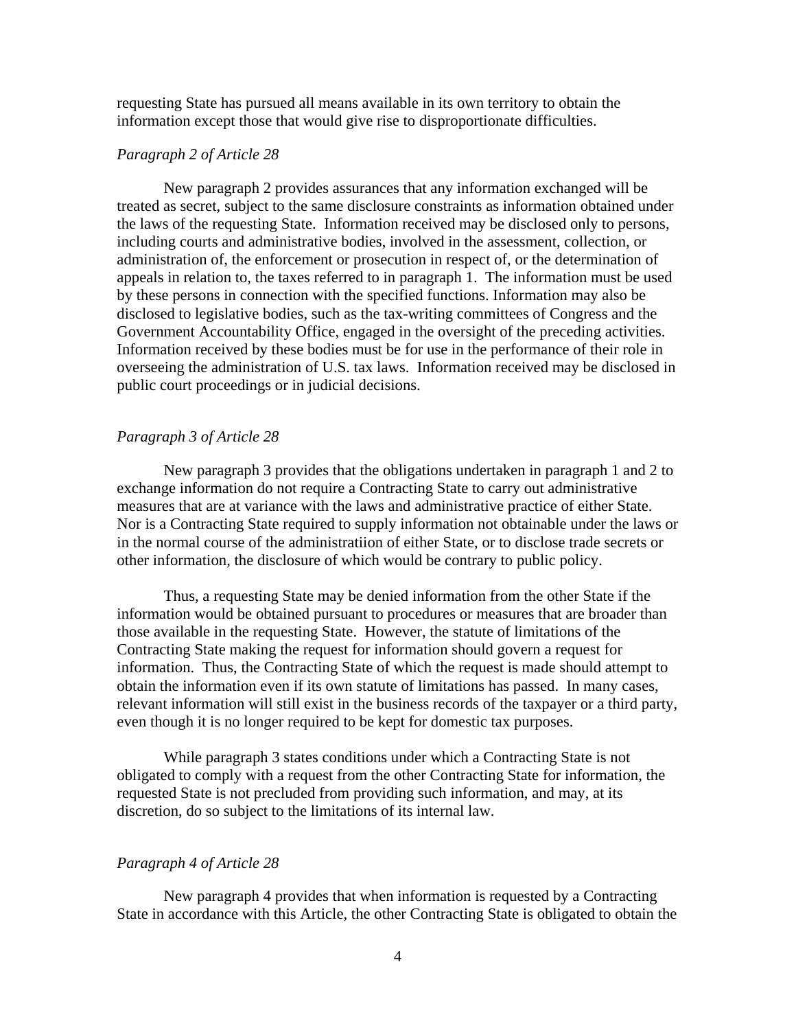requesting State has pursued all means available in its own territory to obtain the information except those that would give rise to disproportionate difficulties.

*Paragraph 2 of Article 28*

New paragraph 2 provides assurances that any information exchanged will be treated as secret, subject to the same disclosure constraints as information obtained under the laws of the requesting State. Information received may be disclosed only to persons, including courts and administrative bodies, involved in the assessment, collection, or administration of, the enforcement or prosecution in respect of, or the determination of appeals in relation to, the taxes referred to in paragraph 1. The information must be used by these persons in connection with the specified functions. Information may also be disclosed to legislative bodies, such as the tax-writing committees of Congress and the Government Accountability Office, engaged in the oversight of the preceding activities. Information received by these bodies must be for use in the performance of their role in overseeing the administration of U.S. tax laws. Information received may be disclosed in public court proceedings or in judicial decisions.

*Paragraph 3 of Article 28*

New paragraph 3 provides that the obligations undertaken in paragraph 1 and 2 to exchange information do not require a Contracting State to carry out administrative measures that are at variance with the laws and administrative practice of either State. Nor is a Contracting State required to supply information not obtainable under the laws or in the normal course of the administratiion of either State, or to disclose trade secrets or other information, the disclosure of which would be contrary to public policy.

Thus, a requesting State may be denied information from the other State if the information would be obtained pursuant to procedures or measures that are broader than those available in the requesting State. However, the statute of limitations of the Contracting State making the request for information should govern a request for information. Thus, the Contracting State of which the request is made should attempt to obtain the information even if its own statute of limitations has passed. In many cases, relevant information will still exist in the business records of the taxpayer or a third party, even though it is no longer required to be kept for domestic tax purposes.

While paragraph 3 states conditions under which a Contracting State is not obligated to comply with a request from the other Contracting State for information, the requested State is not precluded from providing such information, and may, at its discretion, do so subject to the limitations of its internal law.

*Paragraph 4 of Article 28*

New paragraph 4 provides that when information is requested by a Contracting State in accordance with this Article, the other Contracting State is obligated to obtain the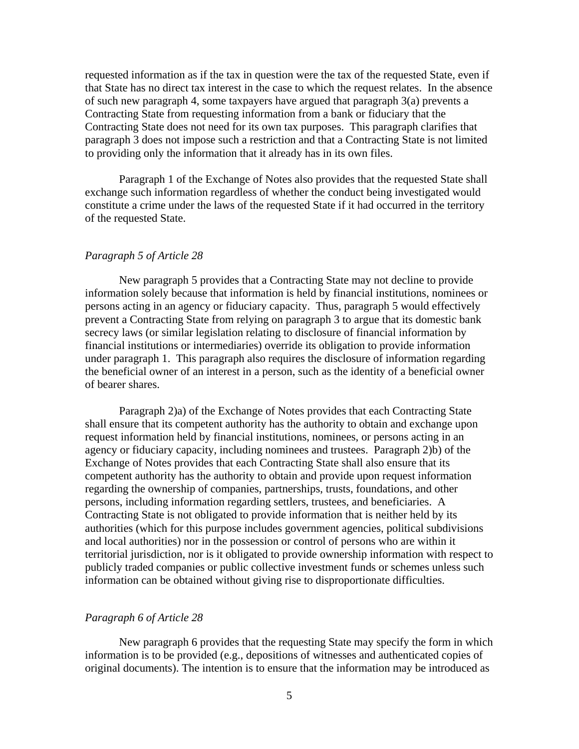requested information as if the tax in question were the tax of the requested State, even if that State has no direct tax interest in the case to which the request relates. In the absence of such new paragraph 4, some taxpayers have argued that paragraph 3(a) prevents a Contracting State from requesting information from a bank or fiduciary that the Contracting State does not need for its own tax purposes. This paragraph clarifies that paragraph 3 does not impose such a restriction and that a Contracting State is not limited to providing only the information that it already has in its own files.

Paragraph 1 of the Exchange of Notes also provides that the requested State shall exchange such information regardless of whether the conduct being investigated would constitute a crime under the laws of the requested State if it had occurred in the territory of the requested State.

*Paragraph 5 of Article 28*

New paragraph 5 provides that a Contracting State may not decline to provide information solely because that information is held by financial institutions, nominees or persons acting in an agency or fiduciary capacity. Thus, paragraph 5 would effectively prevent a Contracting State from relying on paragraph 3 to argue that its domestic bank secrecy laws (or similar legislation relating to disclosure of financial information by financial institutions or intermediaries) override its obligation to provide information under paragraph 1. This paragraph also requires the disclosure of information regarding the beneficial owner of an interest in a person, such as the identity of a beneficial owner of bearer shares.

Paragraph 2)a) of the Exchange of Notes provides that each Contracting State shall ensure that its competent authority has the authority to obtain and exchange upon request information held by financial institutions, nominees, or persons acting in an agency or fiduciary capacity, including nominees and trustees. Paragraph 2)b) of the Exchange of Notes provides that each Contracting State shall also ensure that its competent authority has the authority to obtain and provide upon request information regarding the ownership of companies, partnerships, trusts, foundations, and other persons, including information regarding settlers, trustees, and beneficiaries. A Contracting State is not obligated to provide information that is neither held by its authorities (which for this purpose includes government agencies, political subdivisions and local authorities) nor in the possession or control of persons who are within it territorial jurisdiction, nor is it obligated to provide ownership information with respect to publicly traded companies or public collective investment funds or schemes unless such information can be obtained without giving rise to disproportionate difficulties.

*Paragraph 6 of Article 28*

New paragraph 6 provides that the requesting State may specify the form in which information is to be provided (e.g., depositions of witnesses and authenticated copies of original documents). The intention is to ensure that the information may be introduced as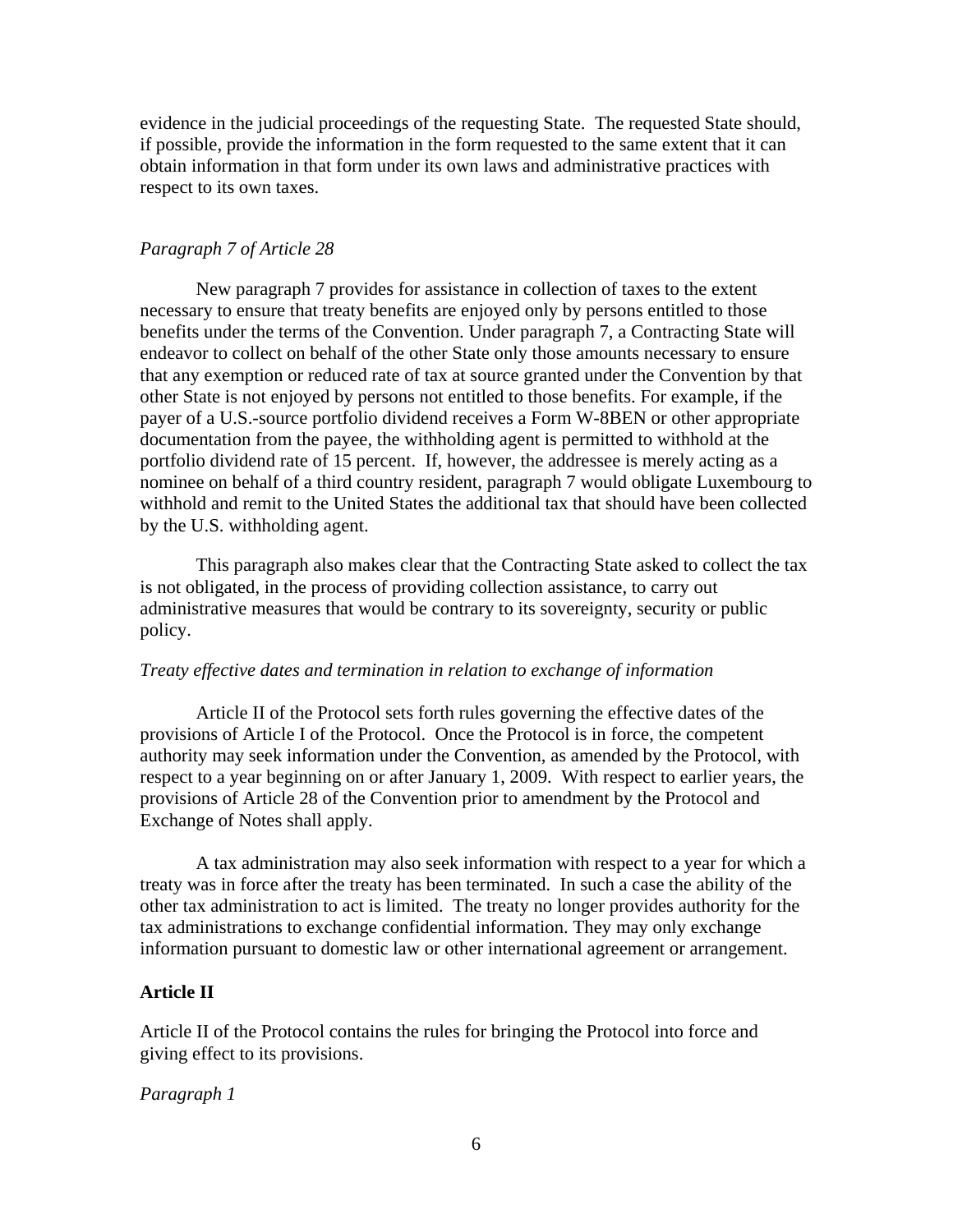evidence in the judicial proceedings of the requesting State. The requested State should, if possible, provide the information in the form requested to the same extent that it can obtain information in that form under its own laws and administrative practices with respect to its own taxes.

*Paragraph 7 of Article 28*

New paragraph 7 provides for assistance in collection of taxes to the extent necessary to ensure that treaty benefits are enjoyed only by persons entitled to those benefits under the terms of the Convention. Under paragraph 7, a Contracting State will endeavor to collect on behalf of the other State only those amounts necessary to ensure that any exemption or reduced rate of tax at source granted under the Convention by that other State is not enjoyed by persons not entitled to those benefits. For example, if the payer of a U.S.-source portfolio dividend receives a Form W-8BEN or other appropriate documentation from the payee, the withholding agent is permitted to withhold at the portfolio dividend rate of 15 percent. If, however, the addressee is merely acting as a nominee on behalf of a third country resident, paragraph 7 would obligate Luxembourg to withhold and remit to the United States the additional tax that should have been collected by the U.S. withholding agent.

This paragraph also makes clear that the Contracting State asked to collect the tax is not obligated, in the process of providing collection assistance, to carry out administrative measures that would be contrary to its sovereignty, security or public policy.

*Treaty effective dates and termination in relation to exchange of information*

Article II of the Protocol sets forth rules governing the effective dates of the provisions of Article I of the Protocol. Once the Protocol is in force, the competent authority may seek information under the Convention, as amended by the Protocol, with respect to a year beginning on or after January 1, 2009. With respect to earlier years, the provisions of Article 28 of the Convention prior to amendment by the Protocol and Exchange of Notes shall apply.

A tax administration may also seek information with respect to a year for which a treaty was in force after the treaty has been terminated. In such a case the ability of the other tax administration to act is limited. The treaty no longer provides authority for the tax administrations to exchange confidential information. They may only exchange information pursuant to domestic law or other international agreement or arrangement.

**Article II**

Article II of the Protocol contains the rules for bringing the Protocol into force and giving effect to its provisions.

*Paragraph 1*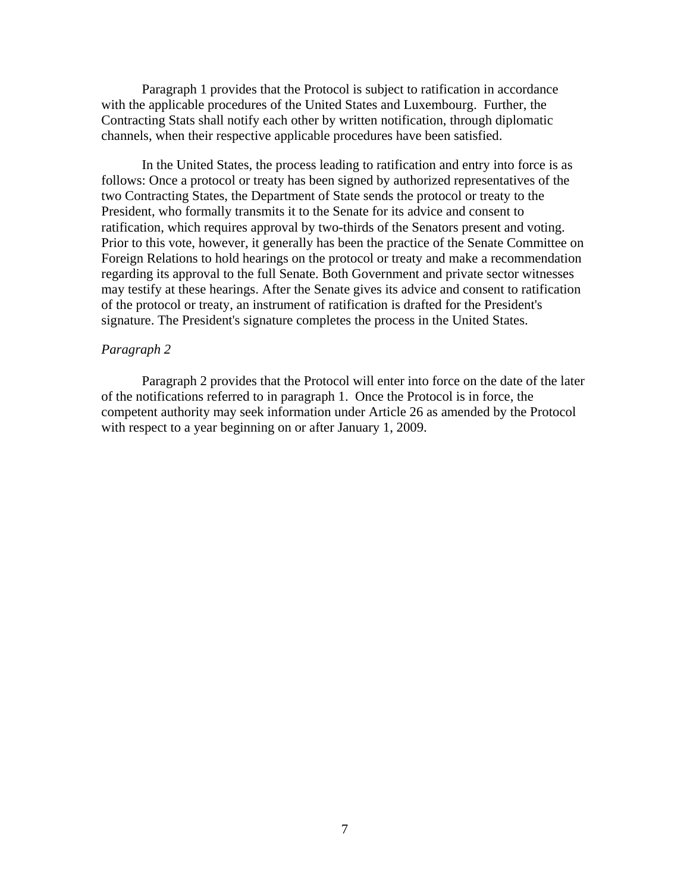Paragraph 1 provides that the Protocol is subject to ratification in accordance with the applicable procedures of the United States and Luxembourg. Further, the Contracting Stats shall notify each other by written notification, through diplomatic channels, when their respective applicable procedures have been satisfied.

In the United States, the process leading to ratification and entry into force is as follows: Once a protocol or treaty has been signed by authorized representatives of the two Contracting States, the Department of State sends the protocol or treaty to the President, who formally transmits it to the Senate for its advice and consent to ratification, which requires approval by two-thirds of the Senators present and voting. Prior to this vote, however, it generally has been the practice of the Senate Committee on Foreign Relations to hold hearings on the protocol or treaty and make a recommendation regarding its approval to the full Senate. Both Government and private sector witnesses may testify at these hearings. After the Senate gives its advice and consent to ratification of the protocol or treaty, an instrument of ratification is drafted for the President's signature. The President's signature completes the process in the United States.

*Paragraph 2*

Paragraph 2 provides that the Protocol will enter into force on the date of the later of the notifications referred to in paragraph 1. Once the Protocol is in force, the competent authority may seek information under Article 26 as amended by the Protocol with respect to a year beginning on or after January 1, 2009.